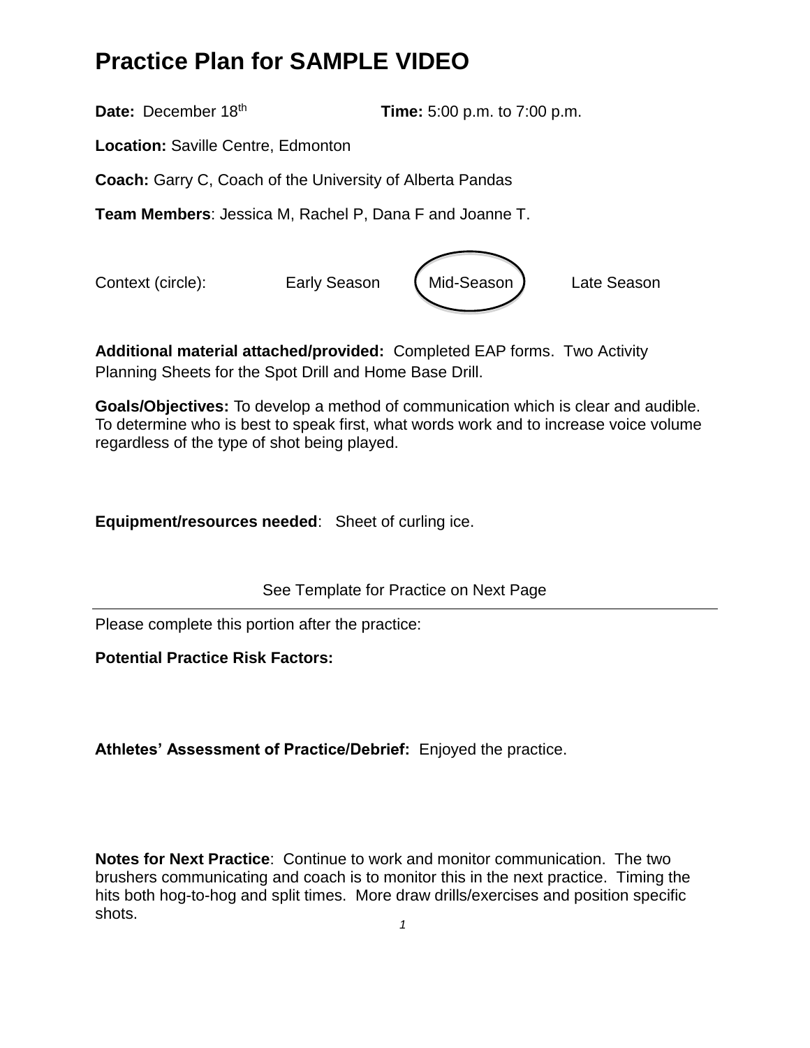# Practice Plan for SAMPLE VIDEO

**Date:** December 18th **Time:** 5:00 p.m. to 7:00 p.m.

**Location:** Saville Centre, Edmonton

**Coach:** Garry C, Coach of the University of Alberta Pandas

**Team Members**: Jessica M, Rachel P, Dana F and Joanne T.

Context (circle): Early Season **(Mid-Season)** Late Season

**Additional material attached/provided:** Completed EAP forms. Two Activity Planning Sheets for the Spot Drill and Home Base Drill.

**Goals/Objectives:** To develop a method of communication which is clear and audible. To determine who is best to speak first, what words work and to increase voice volume regardless of the type of shot being played.

**Equipment/resources needed**: Sheet of curling ice.

See Template for Practice on Next Page

---

Please complete this portion after the practice:

**Potential Practice Risk Factors:**

**Athletes' Assessment of Practice/Debrief:** Enjoyed the practice.

**Notes for Next Practice**: Continue to work and monitor communication. The two brushers communicating and coach is to monitor this in the next practice. Timing the hits both hog-to-hog and split times. More draw drills/exercises and position specific shots.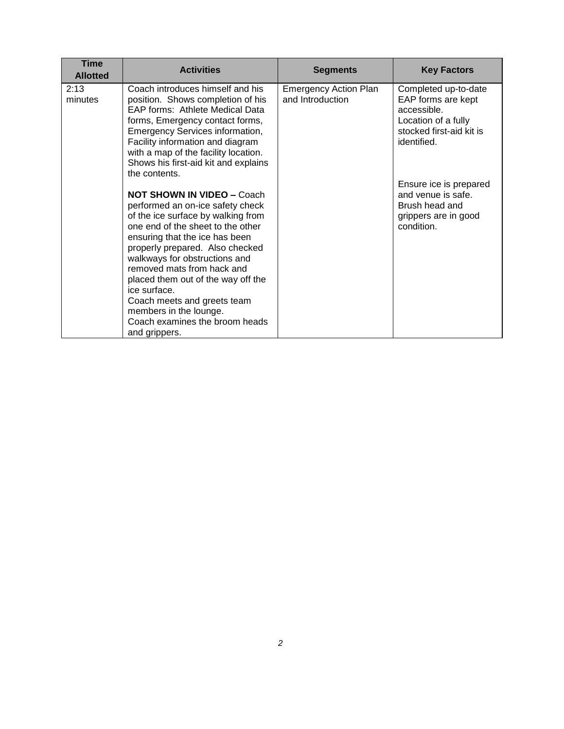| Time Allotted | Activities | Segments | Key Factors |
|---|---|---|---|
| 2:13 minutes | Coach introduces himself and his position. Shows completion of his EAP forms: Athlete Medical Data forms, Emergency contact forms, Emergency Services information, Facility information and diagram with a map of the facility location. Shows his first-aid kit and explains the contents.<br><br>**NOT SHOWN IN VIDEO –** Coach performed an on-ice safety check of the ice surface by walking from one end of the sheet to the other ensuring that the ice has been properly prepared. Also checked walkways for obstructions and removed mats from hack and placed them out of the way off the ice surface.<br>Coach meets and greets team members in the lounge.<br>Coach examines the broom heads and grippers. | Emergency Action Plan and Introduction | Completed up-to-date EAP forms are kept accessible.<br>Location of a fully stocked first-aid kit is identified.<br><br>Ensure ice is prepared and venue is safe.<br>Brush head and grippers are in good condition. |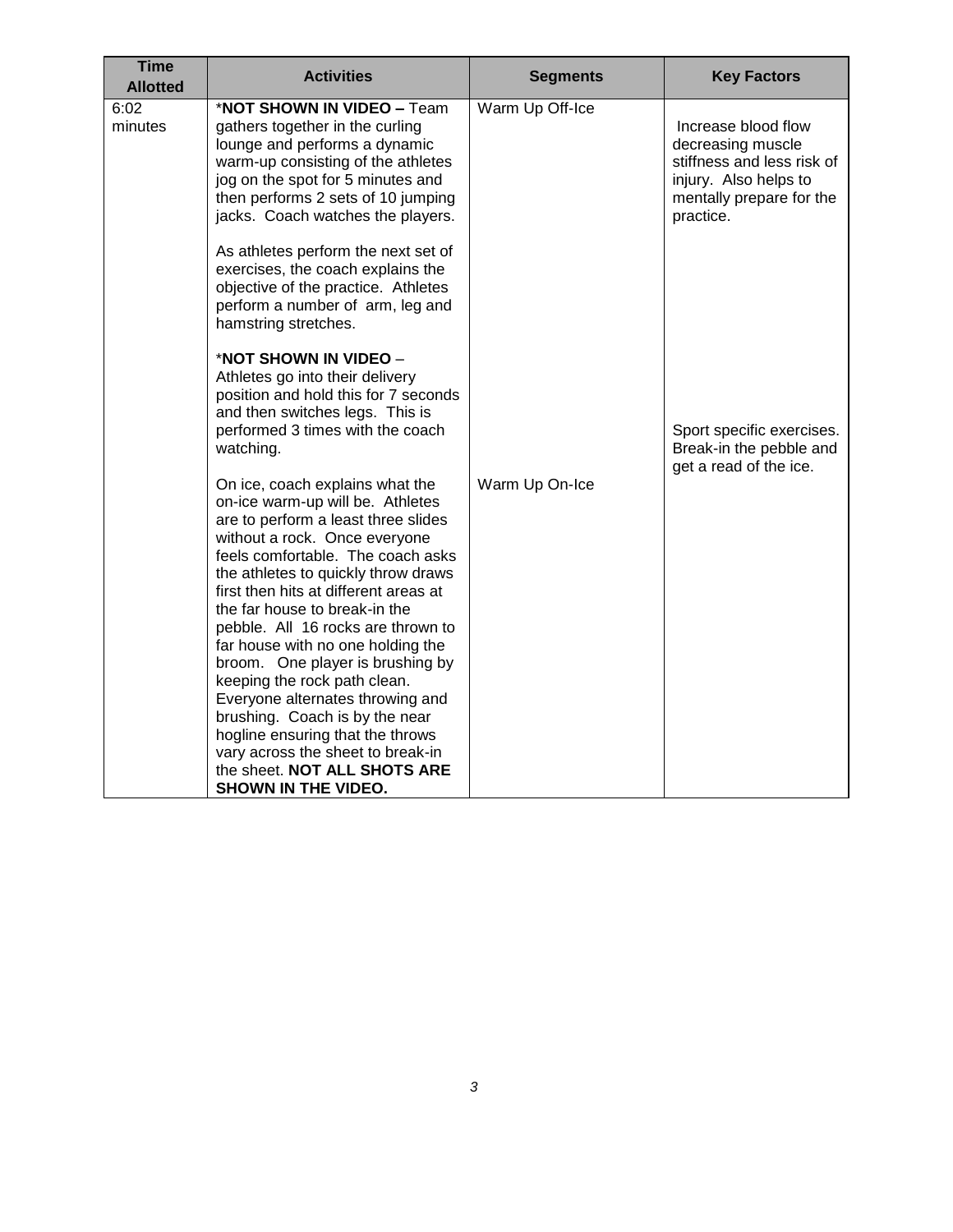| Time Allotted | Activities | Segments | Key Factors |
|---|---|---|---|
| 6:02 minutes | ***NOT SHOWN IN VIDEO –** Team gathers together in the curling lounge and performs a dynamic warm-up consisting of the athletes jog on the spot for 5 minutes and then performs 2 sets of 10 jumping jacks. Coach watches the players.<br><br>As athletes perform the next set of exercises, the coach explains the objective of the practice. Athletes perform a number of arm, leg and hamstring stretches.<br><br>***NOT SHOWN IN VIDEO** – Athletes go into their delivery position and hold this for 7 seconds and then switches legs. This is performed 3 times with the coach watching. | Warm Up Off-Ice | Increase blood flow decreasing muscle stiffness and less risk of injury. Also helps to mentally prepare for the practice.<br><br>Sport specific exercises. Break-in the pebble and get a read of the ice. |
| | On ice, coach explains what the on-ice warm-up will be. Athletes are to perform a least three slides without a rock. Once everyone feels comfortable. The coach asks the athletes to quickly throw draws first then hits at different areas at the far house to break-in the pebble. All 16 rocks are thrown to far house with no one holding the broom. One player is brushing by keeping the rock path clean. Everyone alternates throwing and brushing. Coach is by the near hogline ensuring that the throws vary across the sheet to break-in the sheet. **NOT ALL SHOTS ARE SHOWN IN THE VIDEO.** | Warm Up On-Ice | |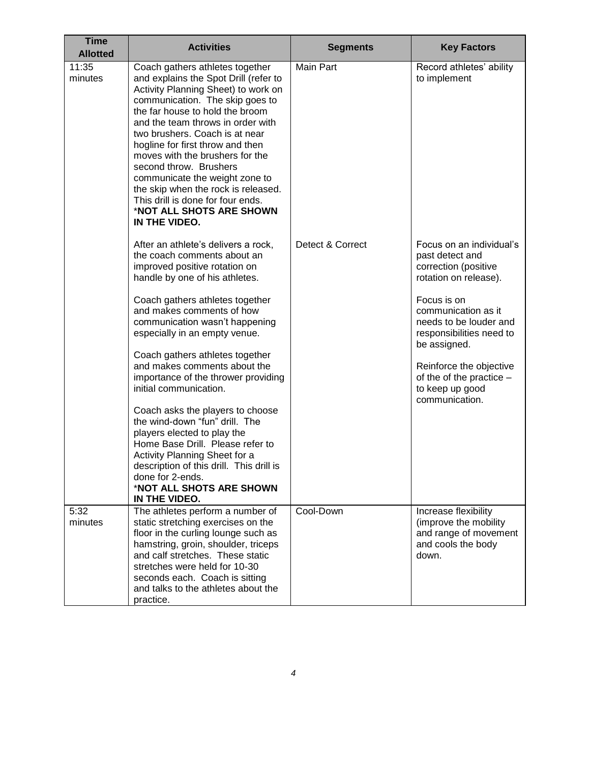| Time Allotted | Activities | Segments | Key Factors |
|---|---|---|---|
| 11:35 minutes | Coach gathers athletes together and explains the Spot Drill (refer to Activity Planning Sheet) to work on communication. The skip goes to the far house to hold the broom and the team throws in order with two brushers. Coach is at near hogline for first throw and then moves with the brushers for the second throw. Brushers communicate the weight zone to the skip when the rock is released. This drill is done for four ends. ***NOT ALL SHOTS ARE SHOWN IN THE VIDEO.** | Main Part | Record athletes' ability to implement |
| | After an athlete's delivers a rock, the coach comments about an improved positive rotation on handle by one of his athletes.<br><br>Coach gathers athletes together and makes comments of how communication wasn't happening especially in an empty venue.<br><br>Coach gathers athletes together and makes comments about the importance of the thrower providing initial communication.<br><br>Coach asks the players to choose the wind-down "fun" drill. The players elected to play the Home Base Drill. Please refer to Activity Planning Sheet for a description of this drill. This drill is done for 2-ends. ***NOT ALL SHOTS ARE SHOWN IN THE VIDEO.** | Detect & Correct | Focus on an individual's past detect and correction (positive rotation on release).<br><br>Focus is on communication as it needs to be louder and responsibilities need to be assigned.<br><br>Reinforce the objective of the of the practice – to keep up good communication. |
| 5:32 minutes | The athletes perform a number of static stretching exercises on the floor in the curling lounge such as hamstring, groin, shoulder, triceps and calf stretches. These static stretches were held for 10-30 seconds each. Coach is sitting and talks to the athletes about the practice. | Cool-Down | Increase flexibility (improve the mobility and range of movement and cools the body down. |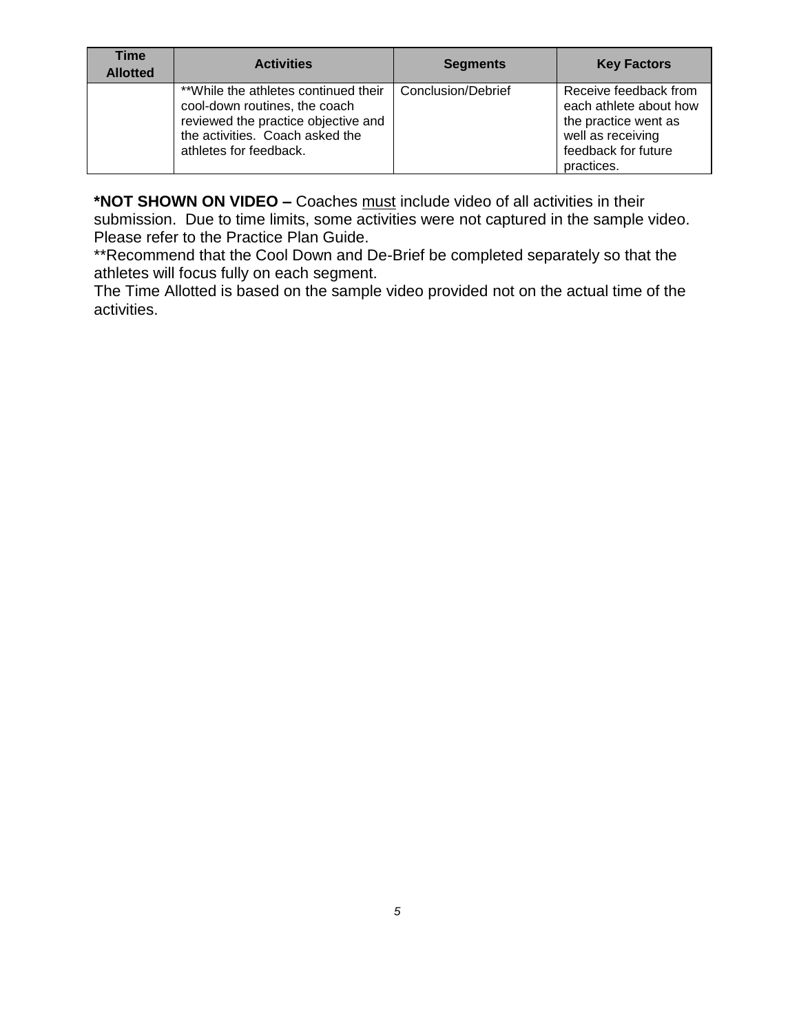| Time Allotted | Activities | Segments | Key Factors |
| --- | --- | --- | --- |
| | **While the athletes continued their cool-down routines, the coach reviewed the practice objective and the activities. Coach asked the athletes for feedback. | Conclusion/Debrief | Receive feedback from each athlete about how the practice went as well as receiving feedback for future practices. |

**\*NOT SHOWN ON VIDEO –** Coaches <u>must</u> include video of all activities in their submission. Due to time limits, some activities were not captured in the sample video. Please refer to the Practice Plan Guide.

**Recommend that the Cool Down and De-Brief be completed separately so that the athletes will focus fully on each segment.

The Time Allotted is based on the sample video provided not on the actual time of the activities.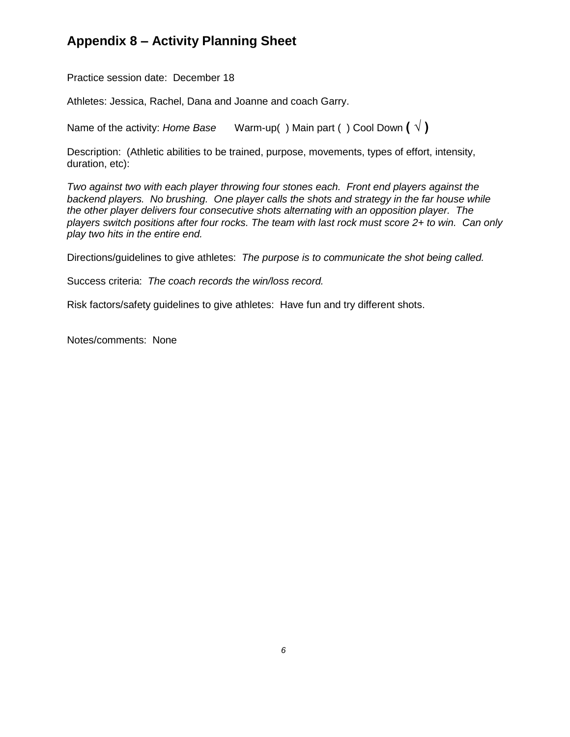# Appendix 8 – Activity Planning Sheet

Practice session date: December 18

Athletes: Jessica, Rachel, Dana and Joanne and coach Garry.

Name of the activity: *Home Base* Warm-up( ) Main part ( ) Cool Down **( √ )**

Description: (Athletic abilities to be trained, purpose, movements, types of effort, intensity, duration, etc):

*Two against two with each player throwing four stones each. Front end players against the backend players. No brushing. One player calls the shots and strategy in the far house while the other player delivers four consecutive shots alternating with an opposition player. The players switch positions after four rocks. The team with last rock must score 2+ to win. Can only play two hits in the entire end.*

Directions/guidelines to give athletes: *The purpose is to communicate the shot being called.*

Success criteria: *The coach records the win/loss record.*

Risk factors/safety guidelines to give athletes: Have fun and try different shots.

Notes/comments: None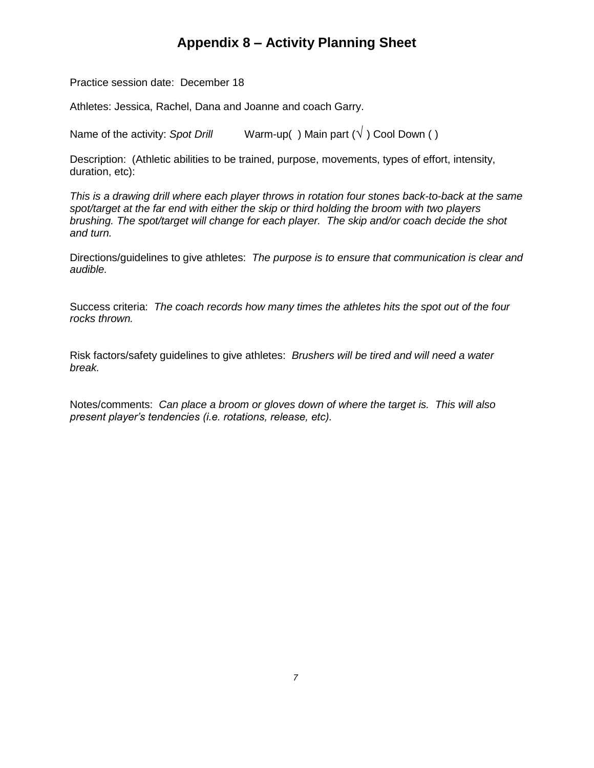# Appendix 8 – Activity Planning Sheet

Practice session date: December 18

Athletes: Jessica, Rachel, Dana and Joanne and coach Garry.

Name of the activity: *Spot Drill* Warm-up( ) Main part (√ ) Cool Down ( )

Description: (Athletic abilities to be trained, purpose, movements, types of effort, intensity, duration, etc):

*This is a drawing drill where each player throws in rotation four stones back-to-back at the same spot/target at the far end with either the skip or third holding the broom with two players brushing. The spot/target will change for each player. The skip and/or coach decide the shot and turn.*

Directions/guidelines to give athletes: *The purpose is to ensure that communication is clear and audible.*

Success criteria: *The coach records how many times the athletes hits the spot out of the four rocks thrown.*

Risk factors/safety guidelines to give athletes: *Brushers will be tired and will need a water break.*

Notes/comments: *Can place a broom or gloves down of where the target is. This will also present player's tendencies (i.e. rotations, release, etc).*